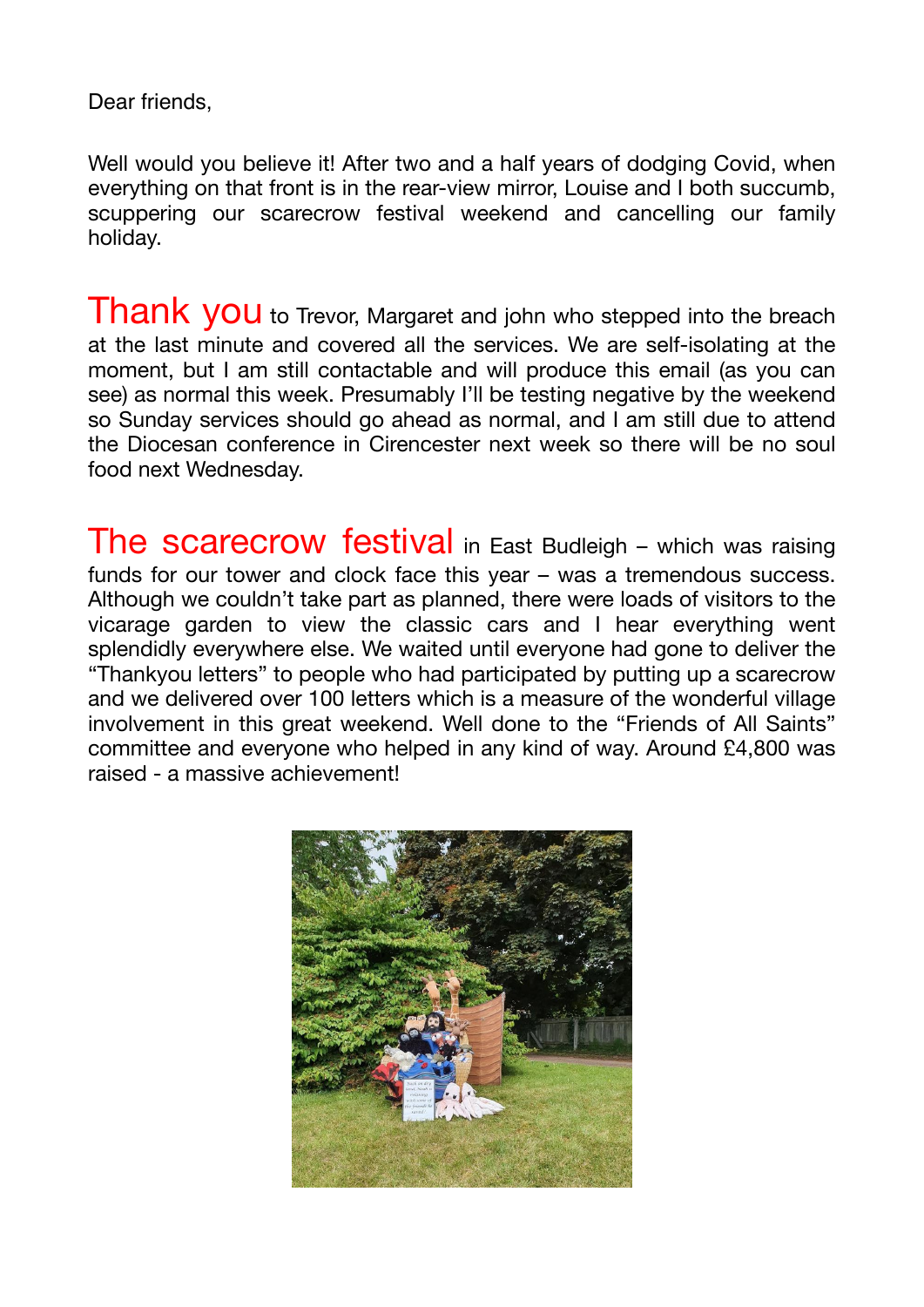Dear friends,

Well would you believe it! After two and a half years of dodging Covid, when everything on that front is in the rear-view mirror, Louise and I both succumb, scuppering our scarecrow festival weekend and cancelling our family holiday.

**Thank you** to Trevor, Margaret and john who stepped into the breach at the last minute and covered all the services. We are self-isolating at the moment, but I am still contactable and will produce this email (as you can see) as normal this week. Presumably I'll be testing negative by the weekend so Sunday services should go ahead as normal, and I am still due to attend the Diocesan conference in Cirencester next week so there will be no soul food next Wednesday.

**The scarecrow festival** in East Budleigh – which was raising funds for our tower and clock face this year – was a tremendous success. Although we couldn't take part as planned, there were loads of visitors to the vicarage garden to view the classic cars and I hear everything went splendidly everywhere else. We waited until everyone had gone to deliver the "Thankyou letters" to people who had participated by putting up a scarecrow and we delivered over 100 letters which is a measure of the wonderful village involvement in this great weekend. Well done to the "Friends of All Saints" committee and everyone who helped in any kind of way. Around £4,800 was raised - a massive achievement!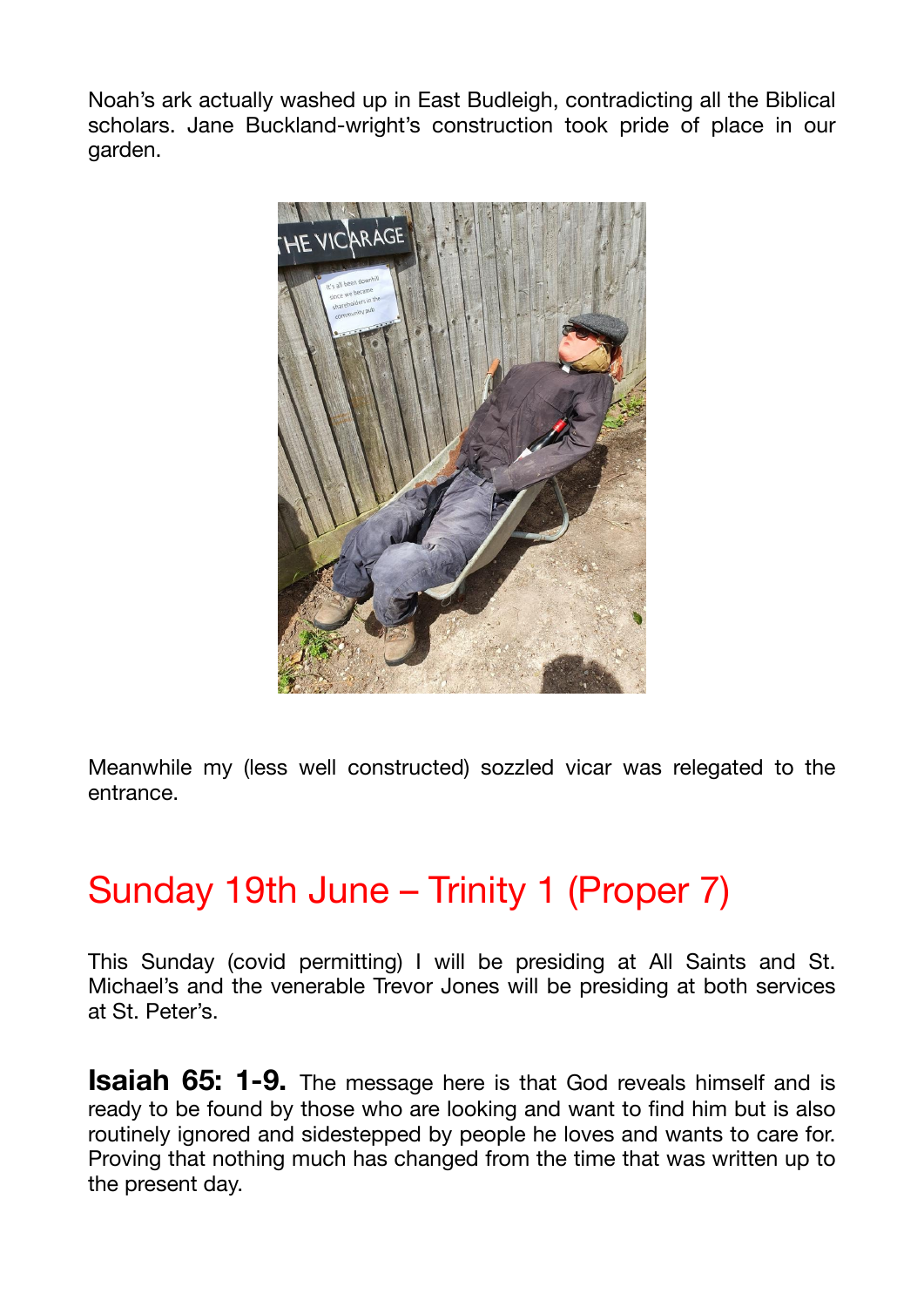Noah's ark actually washed up in East Budleigh, contradicting all the Biblical scholars. Jane Buckland-wright's construction took pride of place in our garden.

Meanwhile my (less well constructed) sozzled vicar was relegated to the entrance.

## Sunday 19th June – Trinity 1 (Proper 7)

This Sunday (covid permitting) I will be presiding at All Saints and St. Michael's and the venerable Trevor Jones will be presiding at both services at St. Peter's.

**Isaiah 65: 1-9.** The message here is that God reveals himself and is ready to be found by those who are looking and want to find him but is also routinely ignored and sidestepped by people he loves and wants to care for. Proving that nothing much has changed from the time that was written up to the present day.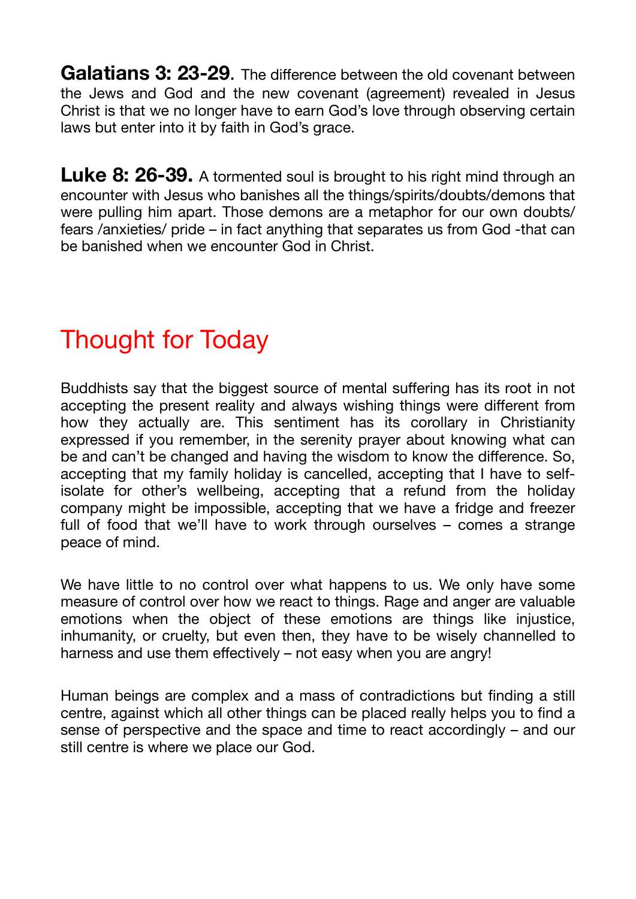**Galatians 3: 23-29**. The difference between the old covenant between the Jews and God and the new covenant (agreement) revealed in Jesus Christ is that we no longer have to earn God's love through observing certain laws but enter into it by faith in God's grace.

**Luke 8: 26-39.** A tormented soul is brought to his right mind through an encounter with Jesus who banishes all the things/spirits/doubts/demons that were pulling him apart. Those demons are a metaphor for our own doubts/ fears /anxieties/ pride – in fact anything that separates us from God -that can be banished when we encounter God in Christ.

# Thought for Today

Buddhists say that the biggest source of mental suffering has its root in not accepting the present reality and always wishing things were different from how they actually are. This sentiment has its corollary in Christianity expressed if you remember, in the serenity prayer about knowing what can be and can't be changed and having the wisdom to know the difference. So, accepting that my family holiday is cancelled, accepting that I have to self-isolate for other's wellbeing, accepting that a refund from the holiday company might be impossible, accepting that we have a fridge and freezer full of food that we'll have to work through ourselves – comes a strange peace of mind.

We have little to no control over what happens to us. We only have some measure of control over how we react to things. Rage and anger are valuable emotions when the object of these emotions are things like injustice, inhumanity, or cruelty, but even then, they have to be wisely channelled to harness and use them effectively – not easy when you are angry!

Human beings are complex and a mass of contradictions but finding a still centre, against which all other things can be placed really helps you to find a sense of perspective and the space and time to react accordingly – and our still centre is where we place our God.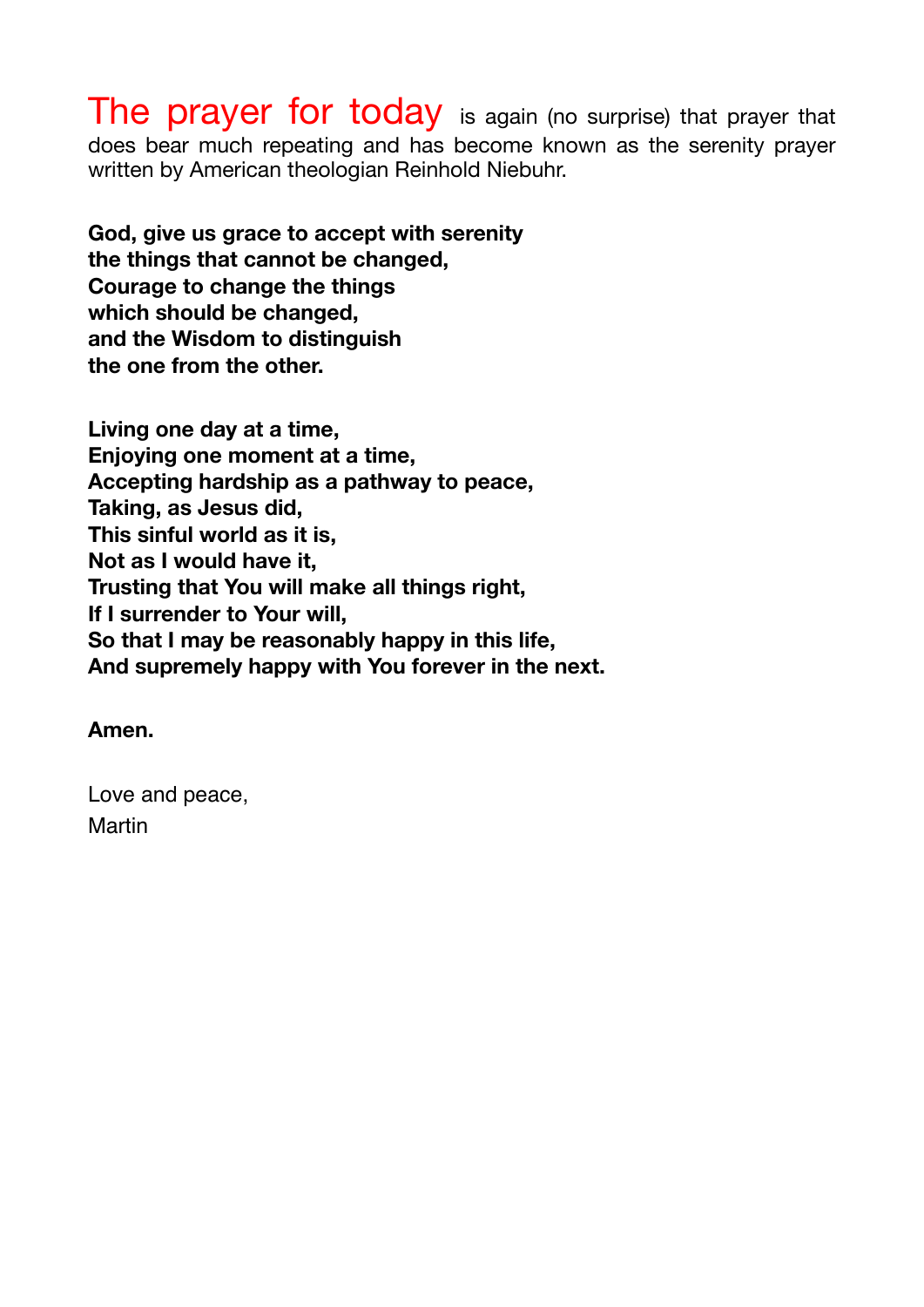The prayer for today is again (no surprise) that prayer that does bear much repeating and has become known as the serenity prayer written by American theologian Reinhold Niebuhr.

**God, give us grace to accept with serenity**
**the things that cannot be changed,**
**Courage to change the things**
**which should be changed,**
**and the Wisdom to distinguish**
**the one from the other.**

**Living one day at a time,**
**Enjoying one moment at a time,**
**Accepting hardship as a pathway to peace,**
**Taking, as Jesus did,**
**This sinful world as it is,**
**Not as I would have it,**
**Trusting that You will make all things right,**
**If I surrender to Your will,**
**So that I may be reasonably happy in this life,**
**And supremely happy with You forever in the next.**

**Amen.**

Love and peace,
Martin